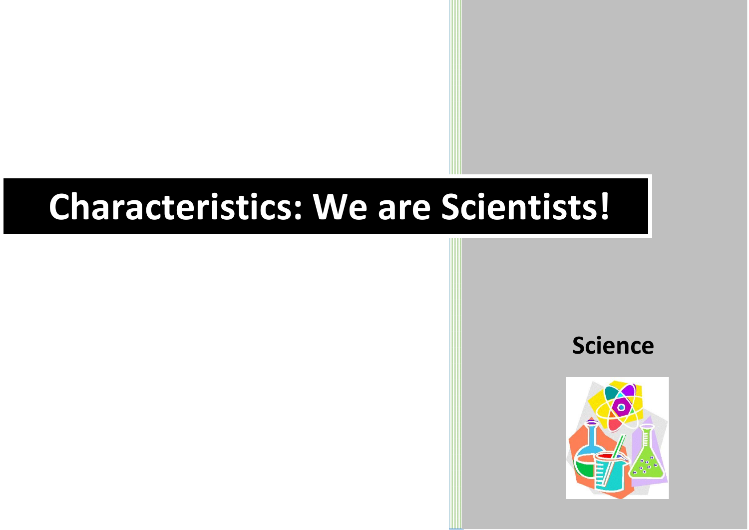# Characteristics: We are Scientists!

**Science**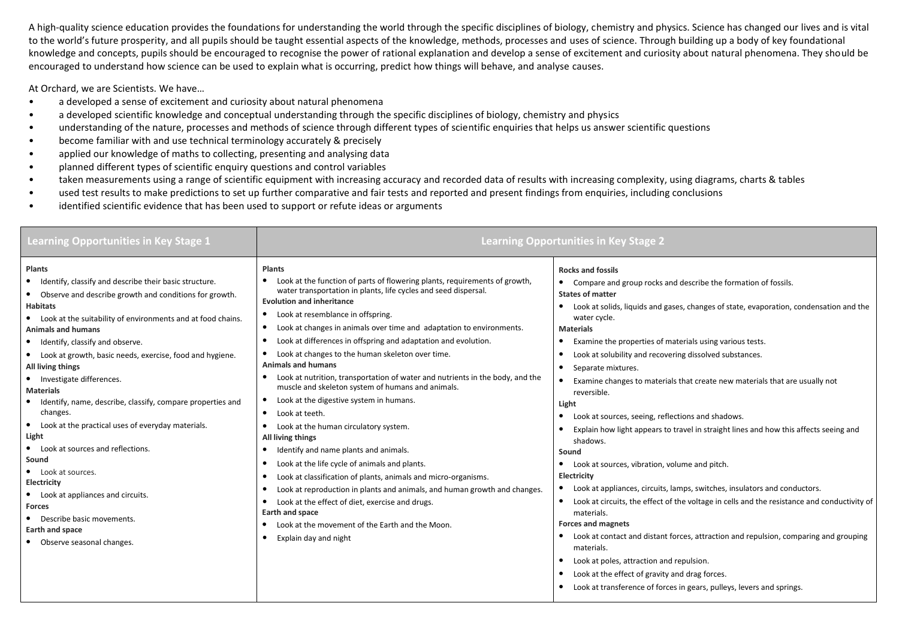A high-quality science education provides the foundations for understanding the world through the specific disciplines of biology, chemistry and physics. Science has changed our lives and is vital to the world's future prosperity, and all pupils should be taught essential aspects of the knowledge, methods, processes and uses of science. Through building up a body of key foundational knowledge and concepts, pupils should be encouraged to recognise the power of rational explanation and develop a sense of excitement and curiosity about natural phenomena. They should be encouraged to understand how science can be used to explain what is occurring, predict how things will behave, and analyse causes.

At Orchard, we are Scientists. We have…

- a developed a sense of excitement and curiosity about natural phenomena
- a developed scientific knowledge and conceptual understanding through the specific disciplines of biology, chemistry and physics
- understanding of the nature, processes and methods of science through different types of scientific enquiries that helps us answer scientific questions
- become familiar with and use technical terminology accurately & precisely
- applied our knowledge of maths to collecting, presenting and analysing data
- planned different types of scientific enquiry questions and control variables
- taken measurements using a range of scientific equipment with increasing accuracy and recorded data of results with increasing complexity, using diagrams, charts & tables
- used test results to make predictions to set up further comparative and fair tests and reported and present findings from enquiries, including conclusions
- identified scientific evidence that has been used to support or refute ideas or arguments

| Learning Opportunities in Key Stage 1 | Learning Opportunities in Key Stage 2 | |
|---|---|---|
| **Plants**<br>• Identify, classify and describe their basic structure.<br>• Observe and describe growth and conditions for growth.<br>**Habitats**<br>• Look at the suitability of environments and at food chains.<br>**Animals and humans**<br>• Identify, classify and observe.<br>• Look at growth, basic needs, exercise, food and hygiene.<br>**All living things**<br>• Investigate differences.<br>**Materials**<br>• Identify, name, describe, classify, compare properties and changes.<br>• Look at the practical uses of everyday materials.<br>**Light**<br>• Look at sources and reflections.<br>**Sound**<br>• Look at sources.<br>**Electricity**<br>• Look at appliances and circuits.<br>**Forces**<br>• Describe basic movements.<br>**Earth and space**<br>• Observe seasonal changes. | **Plants**<br>• Look at the function of parts of flowering plants, requirements of growth, water transportation in plants, life cycles and seed dispersal.<br>**Evolution and inheritance**<br>• Look at resemblance in offspring.<br>• Look at changes in animals over time and adaptation to environments.<br>• Look at differences in offspring and adaptation and evolution.<br>• Look at changes to the human skeleton over time.<br>**Animals and humans**<br>• Look at nutrition, transportation of water and nutrients in the body, and the muscle and skeleton system of humans and animals.<br>• Look at the digestive system in humans.<br>• Look at teeth.<br>• Look at the human circulatory system.<br>**All living things**<br>• Identify and name plants and animals.<br>• Look at the life cycle of animals and plants.<br>• Look at classification of plants, animals and micro-organisms.<br>• Look at reproduction in plants and animals, and human growth and changes.<br>• Look at the effect of diet, exercise and drugs.<br>**Earth and space**<br>• Look at the movement of the Earth and the Moon.<br>• Explain day and night | **Rocks and fossils**<br>• Compare and group rocks and describe the formation of fossils.<br>**States of matter**<br>• Look at solids, liquids and gases, changes of state, evaporation, condensation and the water cycle.<br>**Materials**<br>• Examine the properties of materials using various tests.<br>• Look at solubility and recovering dissolved substances.<br>• Separate mixtures.<br>• Examine changes to materials that create new materials that are usually not reversible.<br>**Light**<br>• Look at sources, seeing, reflections and shadows.<br>• Explain how light appears to travel in straight lines and how this affects seeing and shadows.<br>**Sound**<br>• Look at sources, vibration, volume and pitch.<br>**Electricity**<br>• Look at appliances, circuits, lamps, switches, insulators and conductors.<br>• Look at circuits, the effect of the voltage in cells and the resistance and conductivity of materials.<br>**Forces and magnets**<br>• Look at contact and distant forces, attraction and repulsion, comparing and grouping materials.<br>• Look at poles, attraction and repulsion.<br>• Look at the effect of gravity and drag forces.<br>• Look at transference of forces in gears, pulleys, levers and springs. |